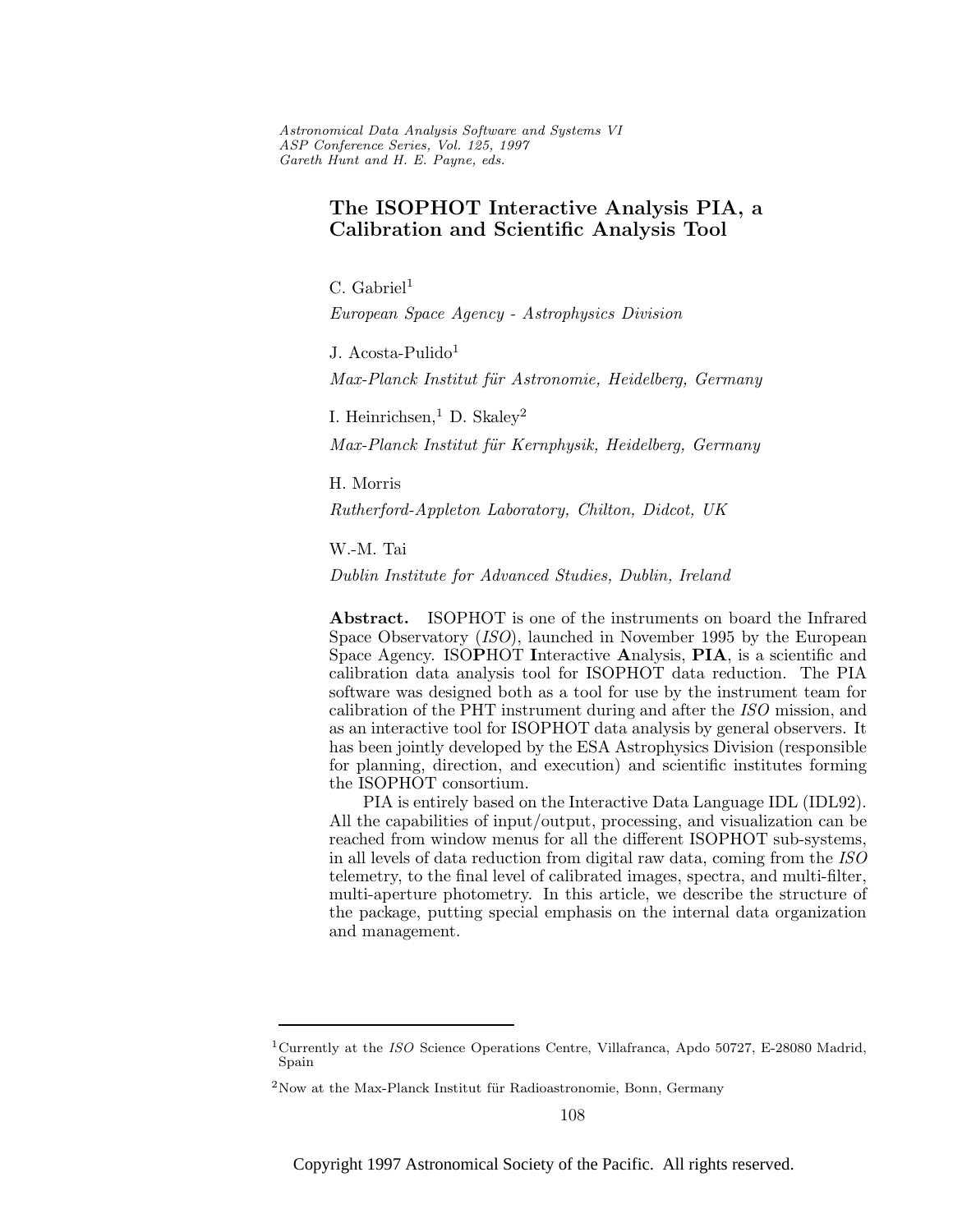# The ISOPHOT Interactive Analysis PIA, a Calibration and Scientific Analysis Tool

C. Gabriel[1]

*European Space Agency - Astrophysics Division*

J. Acosta-Pulido[1]

*Max-Planck Institut für Astronomie, Heidelberg, Germany*

I. Heinrichsen,[1] D. Skaley[2]

*Max-Planck Institut für Kernphysik, Heidelberg, Germany*

H. Morris

*Rutherford-Appleton Laboratory, Chilton, Didcot, UK*

W.-M. Tai

*Dublin Institute for Advanced Studies, Dublin, Ireland*

**Abstract.** ISOPHOT is one of the instruments on board the Infrared Space Observatory (*ISO*), launched in November 1995 by the European Space Agency. ISO**P**HOT **I**nteractive **A**nalysis, **PIA**, is a scientific and calibration data analysis tool for ISOPHOT data reduction. The PIA software was designed both as a tool for use by the instrument team for calibration of the PHT instrument during and after the *ISO* mission, and as an interactive tool for ISOPHOT data analysis by general observers. It has been jointly developed by the ESA Astrophysics Division (responsible for planning, direction, and execution) and scientific institutes forming the ISOPHOT consortium.

PIA is entirely based on the Interactive Data Language IDL (IDL92). All the capabilities of input/output, processing, and visualization can be reached from window menus for all the different ISOPHOT sub-systems, in all levels of data reduction from digital raw data, coming from the *ISO* telemetry, to the final level of calibrated images, spectra, and multi-filter, multi-aperture photometry. In this article, we describe the structure of the package, putting special emphasis on the internal data organization and management.

---

[1] Currently at the *ISO* Science Operations Centre, Villafranca, Apdo 50727, E-28080 Madrid, Spain

[2] Now at the Max-Planck Institut für Radioastronomie, Bonn, Germany

Copyright 1997 Astronomical Society of the Pacific. All rights reserved.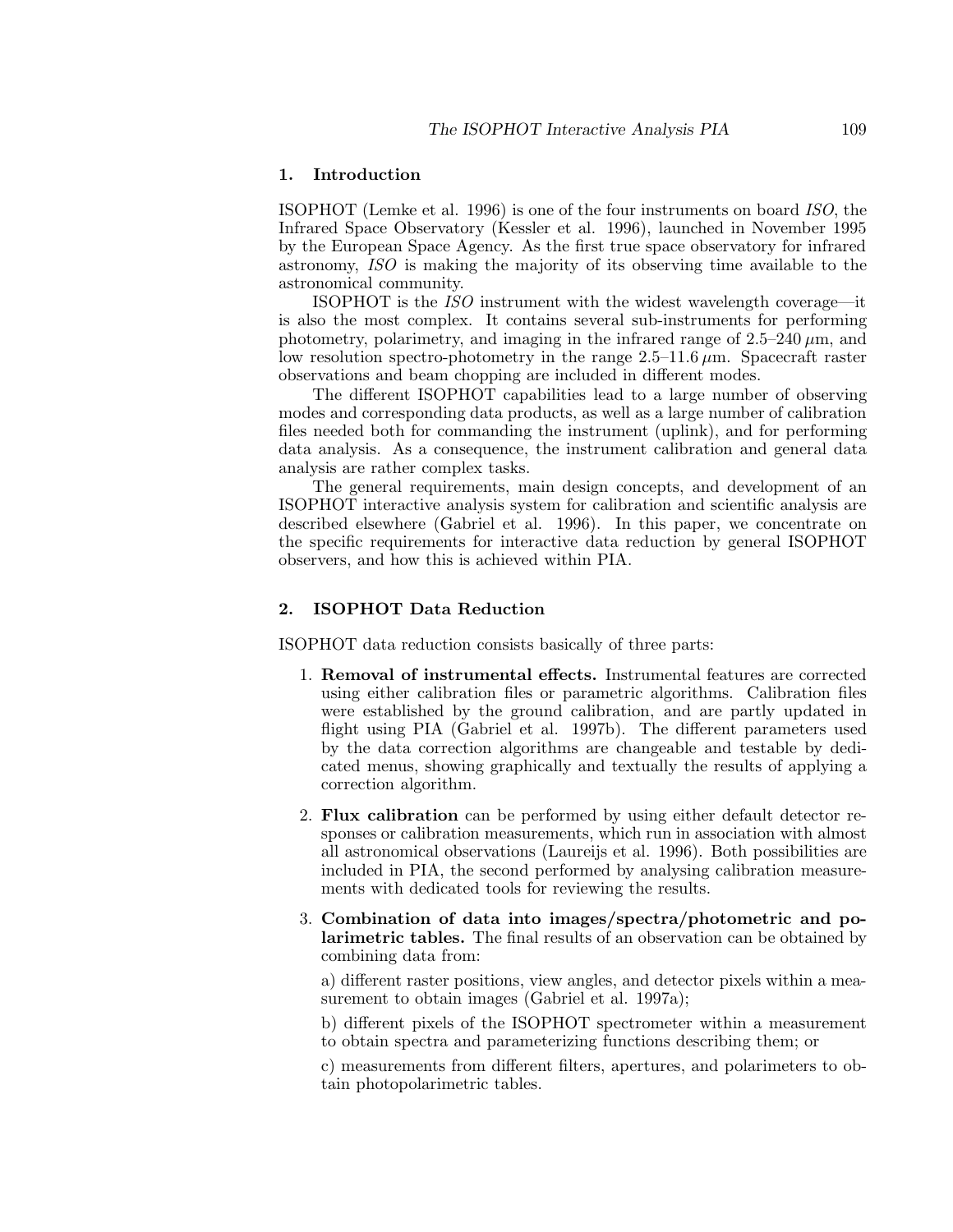## 1. Introduction

ISOPHOT (Lemke et al. 1996) is one of the four instruments on board *ISO*, the Infrared Space Observatory (Kessler et al. 1996), launched in November 1995 by the European Space Agency. As the first true space observatory for infrared astronomy, *ISO* is making the majority of its observing time available to the astronomical community.

ISOPHOT is the *ISO* instrument with the widest wavelength coverage—it is also the most complex. It contains several sub-instruments for performing photometry, polarimetry, and imaging in the infrared range of 2.5–240 $\mu$m, and low resolution spectro-photometry in the range 2.5–11.6 $\mu$m. Spacecraft raster observations and beam chopping are included in different modes.

The different ISOPHOT capabilities lead to a large number of observing modes and corresponding data products, as well as a large number of calibration files needed both for commanding the instrument (uplink), and for performing data analysis. As a consequence, the instrument calibration and general data analysis are rather complex tasks.

The general requirements, main design concepts, and development of an ISOPHOT interactive analysis system for calibration and scientific analysis are described elsewhere (Gabriel et al. 1996). In this paper, we concentrate on the specific requirements for interactive data reduction by general ISOPHOT observers, and how this is achieved within PIA.

## 2. ISOPHOT Data Reduction

ISOPHOT data reduction consists basically of three parts:

1. **Removal of instrumental effects.** Instrumental features are corrected using either calibration files or parametric algorithms. Calibration files were established by the ground calibration, and are partly updated in flight using PIA (Gabriel et al. 1997b). The different parameters used by the data correction algorithms are changeable and testable by dedicated menus, showing graphically and textually the results of applying a correction algorithm.

2. **Flux calibration** can be performed by using either default detector responses or calibration measurements, which run in association with almost all astronomical observations (Laureijs et al. 1996). Both possibilities are included in PIA, the second performed by analysing calibration measurements with dedicated tools for reviewing the results.

3. **Combination of data into images/spectra/photometric and polarimetric tables.** The final results of an observation can be obtained by combining data from:

   a) different raster positions, view angles, and detector pixels within a measurement to obtain images (Gabriel et al. 1997a);

   b) different pixels of the ISOPHOT spectrometer within a measurement to obtain spectra and parameterizing functions describing them; or

   c) measurements from different filters, apertures, and polarimeters to obtain photopolarimetric tables.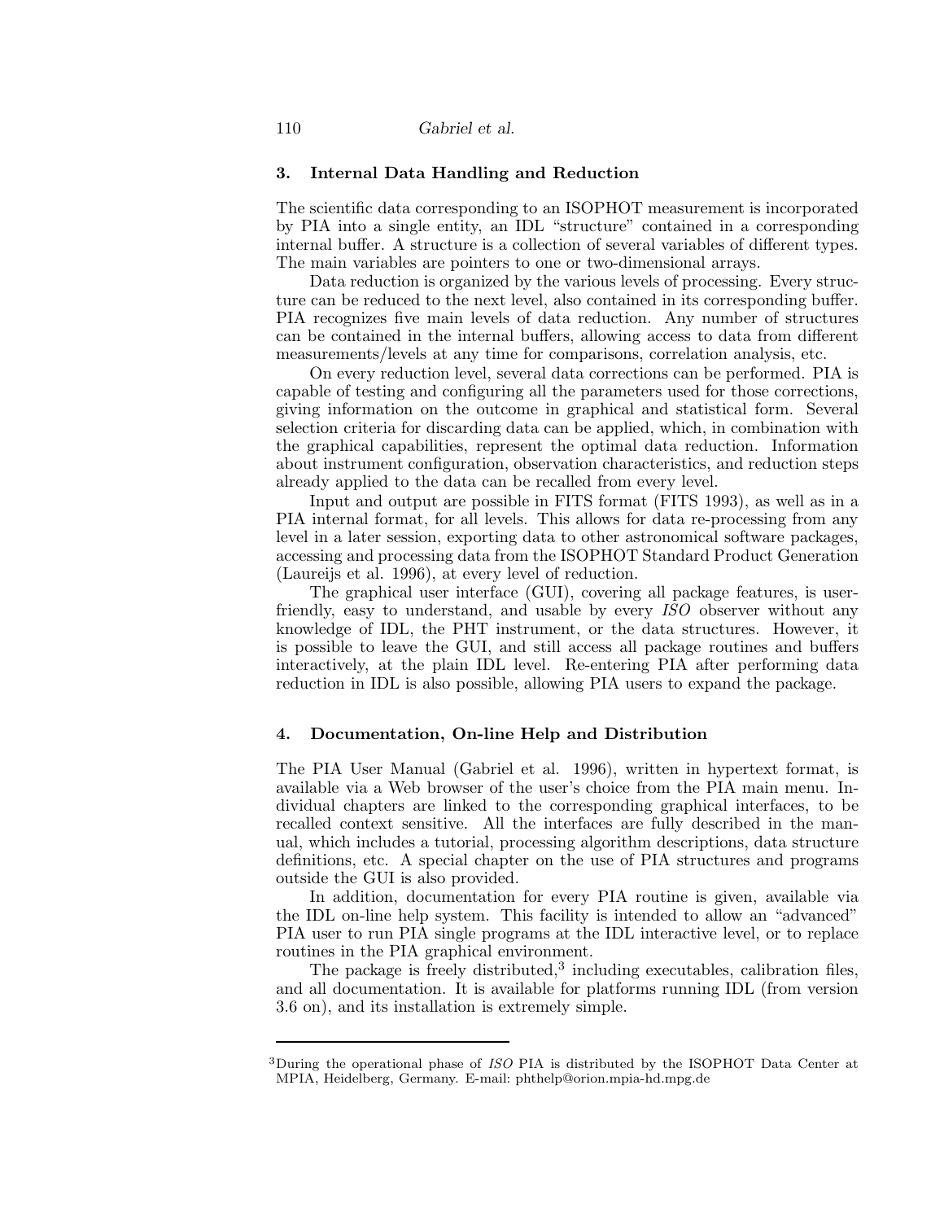## 3. Internal Data Handling and Reduction

The scientific data corresponding to an ISOPHOT measurement is incorporated by PIA into a single entity, an IDL "structure" contained in a corresponding internal buffer. A structure is a collection of several variables of different types. The main variables are pointers to one or two-dimensional arrays.

Data reduction is organized by the various levels of processing. Every structure can be reduced to the next level, also contained in its corresponding buffer. PIA recognizes five main levels of data reduction. Any number of structures can be contained in the internal buffers, allowing access to data from different measurements/levels at any time for comparisons, correlation analysis, etc.

On every reduction level, several data corrections can be performed. PIA is capable of testing and configuring all the parameters used for those corrections, giving information on the outcome in graphical and statistical form. Several selection criteria for discarding data can be applied, which, in combination with the graphical capabilities, represent the optimal data reduction. Information about instrument configuration, observation characteristics, and reduction steps already applied to the data can be recalled from every level.

Input and output are possible in FITS format (FITS 1993), as well as in a PIA internal format, for all levels. This allows for data re-processing from any level in a later session, exporting data to other astronomical software packages, accessing and processing data from the ISOPHOT Standard Product Generation (Laureijs et al. 1996), at every level of reduction.

The graphical user interface (GUI), covering all package features, is user-friendly, easy to understand, and usable by every *ISO* observer without any knowledge of IDL, the PHT instrument, or the data structures. However, it is possible to leave the GUI, and still access all package routines and buffers interactively, at the plain IDL level. Re-entering PIA after performing data reduction in IDL is also possible, allowing PIA users to expand the package.

## 4. Documentation, On-line Help and Distribution

The PIA User Manual (Gabriel et al. 1996), written in hypertext format, is available via a Web browser of the user's choice from the PIA main menu. Individual chapters are linked to the corresponding graphical interfaces, to be recalled context sensitive. All the interfaces are fully described in the manual, which includes a tutorial, processing algorithm descriptions, data structure definitions, etc. A special chapter on the use of PIA structures and programs outside the GUI is also provided.

In addition, documentation for every PIA routine is given, available via the IDL on-line help system. This facility is intended to allow an "advanced" PIA user to run PIA single programs at the IDL interactive level, or to replace routines in the PIA graphical environment.

The package is freely distributed,[3] including executables, calibration files, and all documentation. It is available for platforms running IDL (from version 3.6 on), and its installation is extremely simple.

[3] During the operational phase of *ISO* PIA is distributed by the ISOPHOT Data Center at MPIA, Heidelberg, Germany. E-mail: phthelp@orion.mpia-hd.mpg.de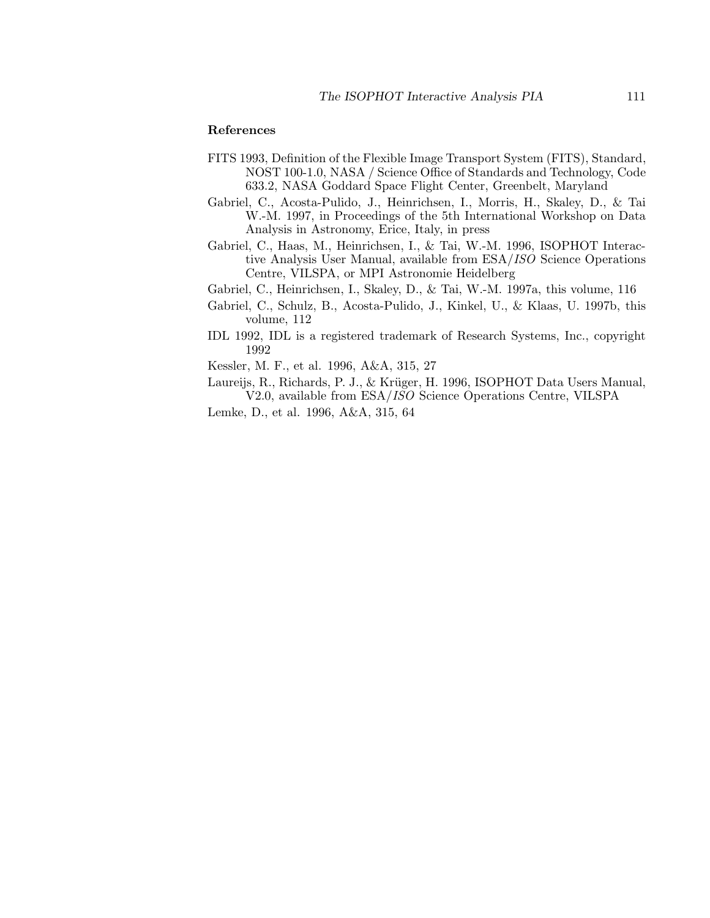## References

FITS 1993, Definition of the Flexible Image Transport System (FITS), Standard, NOST 100-1.0, NASA / Science Office of Standards and Technology, Code 633.2, NASA Goddard Space Flight Center, Greenbelt, Maryland

Gabriel, C., Acosta-Pulido, J., Heinrichsen, I., Morris, H., Skaley, D., & Tai W.-M. 1997, in Proceedings of the 5th International Workshop on Data Analysis in Astronomy, Erice, Italy, in press

Gabriel, C., Haas, M., Heinrichsen, I., & Tai, W.-M. 1996, ISOPHOT Interactive Analysis User Manual, available from ESA/*ISO* Science Operations Centre, VILSPA, or MPI Astronomie Heidelberg

Gabriel, C., Heinrichsen, I., Skaley, D., & Tai, W.-M. 1997a, this volume, 116

Gabriel, C., Schulz, B., Acosta-Pulido, J., Kinkel, U., & Klaas, U. 1997b, this volume, 112

IDL 1992, IDL is a registered trademark of Research Systems, Inc., copyright 1992

Kessler, M. F., et al. 1996, A&A, 315, 27

Laureijs, R., Richards, P. J., & Krüger, H. 1996, ISOPHOT Data Users Manual, V2.0, available from ESA/*ISO* Science Operations Centre, VILSPA

Lemke, D., et al. 1996, A&A, 315, 64